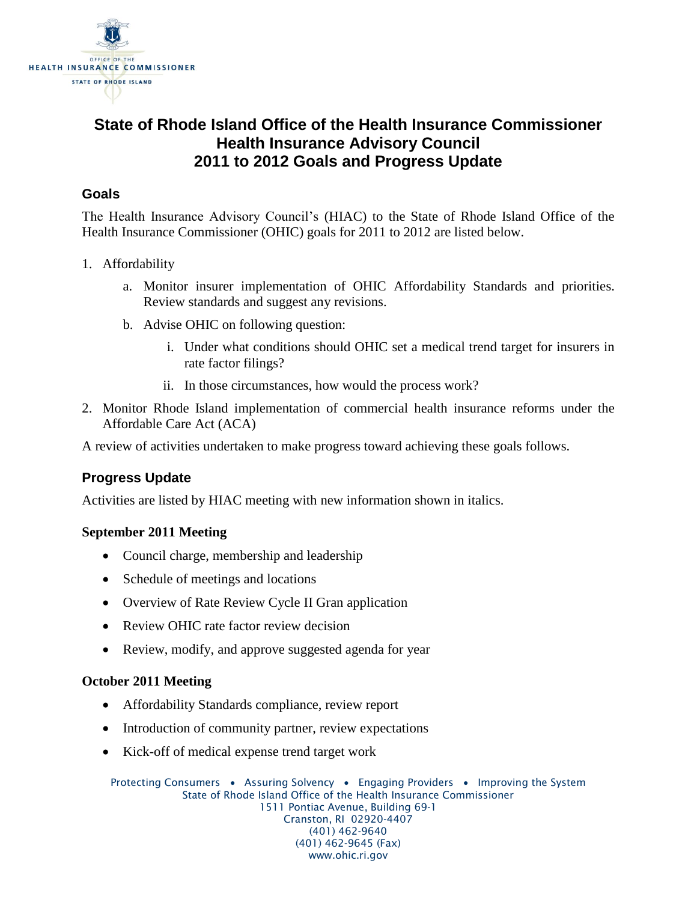# State of Rhode Island Office of the Health Insurance Commissioner
# Health Insurance Advisory Council
# 2011 to 2012 Goals and Progress Update

## Goals

The Health Insurance Advisory Council's (HIAC) to the State of Rhode Island Office of the Health Insurance Commissioner (OHIC) goals for 2011 to 2012 are listed below.

1. Affordability
   a. Monitor insurer implementation of OHIC Affordability Standards and priorities. Review standards and suggest any revisions.
   b. Advise OHIC on following question:
      i. Under what conditions should OHIC set a medical trend target for insurers in rate factor filings?
      ii. In those circumstances, how would the process work?
2. Monitor Rhode Island implementation of commercial health insurance reforms under the Affordable Care Act (ACA)

A review of activities undertaken to make progress toward achieving these goals follows.

## Progress Update

Activities are listed by HIAC meeting with new information shown in italics.

### September 2011 Meeting

- Council charge, membership and leadership
- Schedule of meetings and locations
- Overview of Rate Review Cycle II Gran application
- Review OHIC rate factor review decision
- Review, modify, and approve suggested agenda for year

### October 2011 Meeting

- Affordability Standards compliance, review report
- Introduction of community partner, review expectations
- Kick-off of medical expense trend target work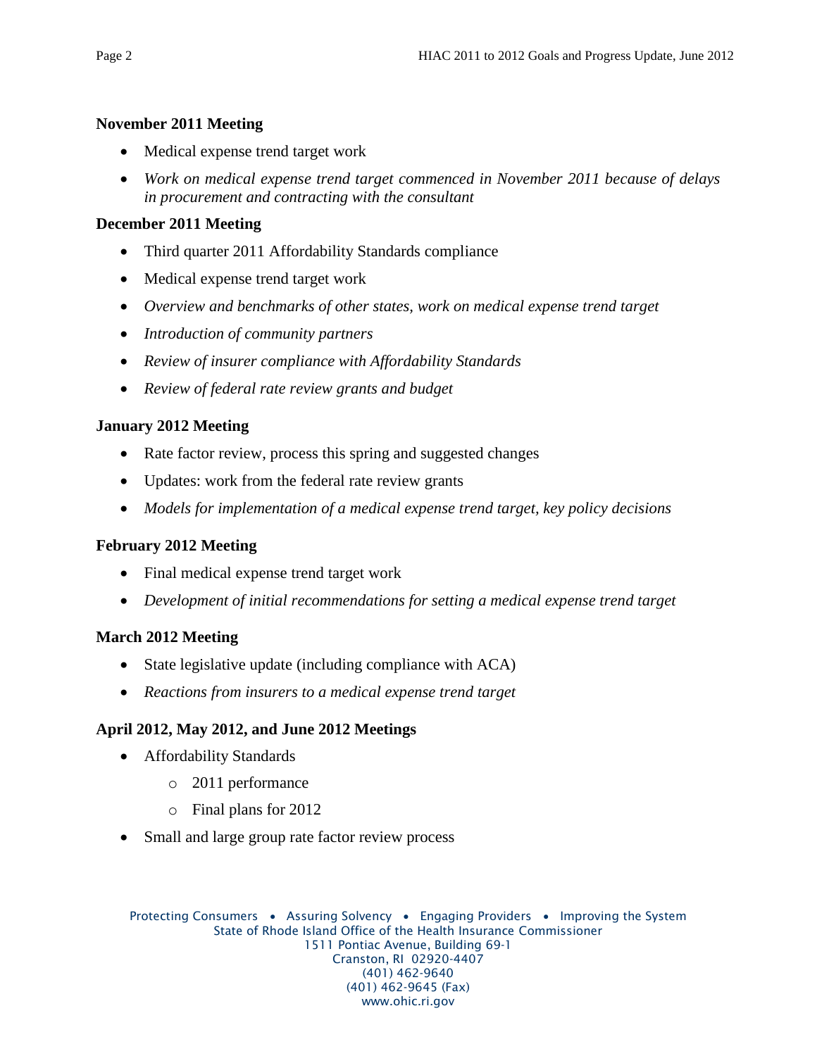**November 2011 Meeting**

- Medical expense trend target work
- *Work on medical expense trend target commenced in November 2011 because of delays in procurement and contracting with the consultant*

**December 2011 Meeting**

- Third quarter 2011 Affordability Standards compliance
- Medical expense trend target work
- *Overview and benchmarks of other states, work on medical expense trend target*
- *Introduction of community partners*
- *Review of insurer compliance with Affordability Standards*
- *Review of federal rate review grants and budget*

**January 2012 Meeting**

- Rate factor review, process this spring and suggested changes
- Updates: work from the federal rate review grants
- *Models for implementation of a medical expense trend target, key policy decisions*

**February 2012 Meeting**

- Final medical expense trend target work
- *Development of initial recommendations for setting a medical expense trend target*

**March 2012 Meeting**

- State legislative update (including compliance with ACA)
- *Reactions from insurers to a medical expense trend target*

**April 2012, May 2012, and June 2012 Meetings**

- Affordability Standards
    - 2011 performance
    - Final plans for 2012
- Small and large group rate factor review process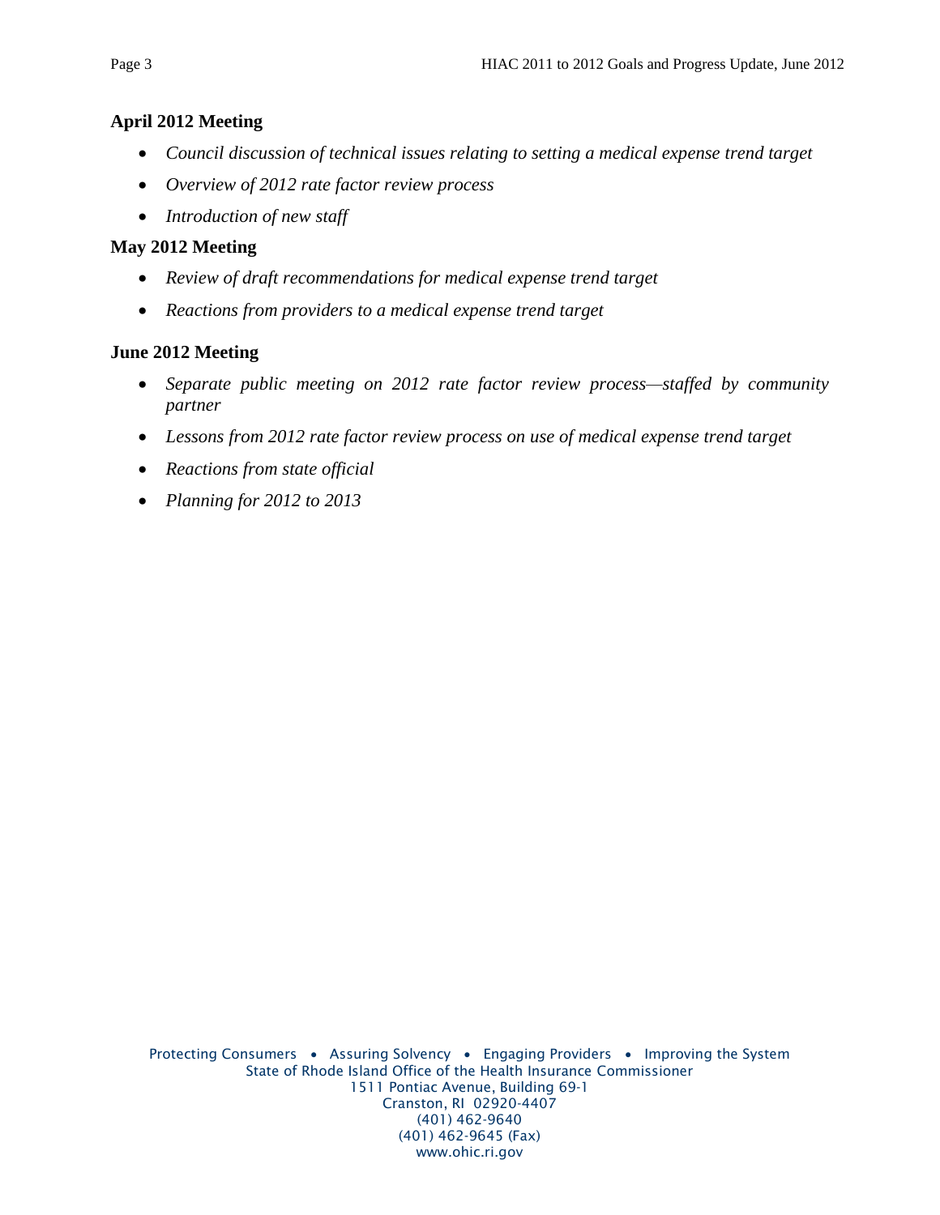**April 2012 Meeting**

- *Council discussion of technical issues relating to setting a medical expense trend target*
- *Overview of 2012 rate factor review process*
- *Introduction of new staff*

**May 2012 Meeting**

- *Review of draft recommendations for medical expense trend target*
- *Reactions from providers to a medical expense trend target*

**June 2012 Meeting**

- *Separate public meeting on 2012 rate factor review process—staffed by community partner*
- *Lessons from 2012 rate factor review process on use of medical expense trend target*
- *Reactions from state official*
- *Planning for 2012 to 2013*

Protecting Consumers • Assuring Solvency • Engaging Providers • Improving the System
State of Rhode Island Office of the Health Insurance Commissioner
1511 Pontiac Avenue, Building 69-1
Cranston, RI 02920-4407
(401) 462-9640
(401) 462-9645 (Fax)
www.ohic.ri.gov